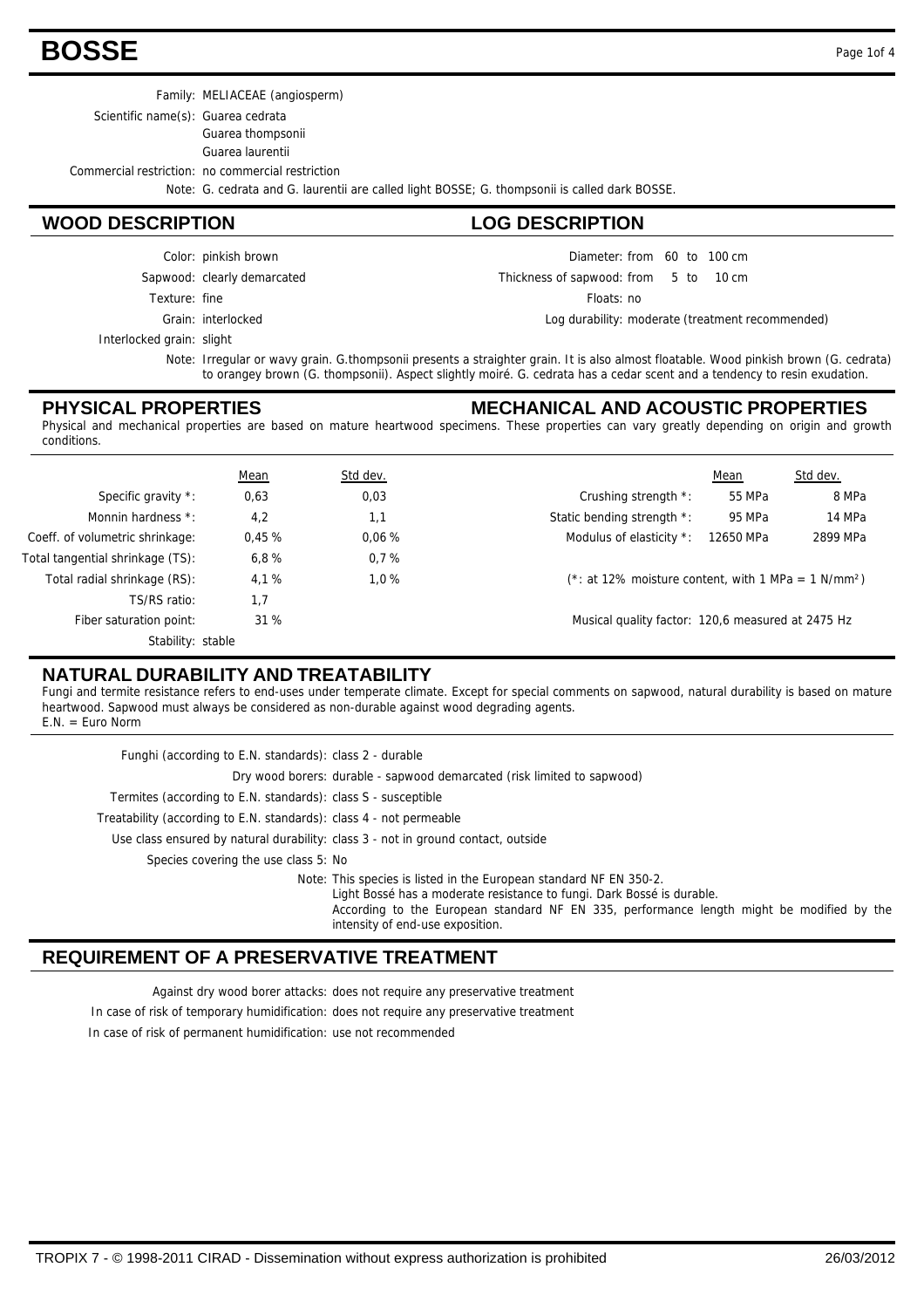# BOSSE

Family: MELIACEAE (angiosperm)

Scientific name(s): Guarea cedrata
Guarea thompsonii
Guarea laurentii

Commercial restriction: no commercial restriction

Note: G. cedrata and G. laurentii are called light BOSSE; G. thompsonii is called dark BOSSE.

## WOOD DESCRIPTION

Color: pinkish brown

Sapwood: clearly demarcated

Texture: fine

Grain: interlocked

Interlocked grain: slight

## LOG DESCRIPTION

Diameter: from 60 to 100 cm

Thickness of sapwood: from 5 to 10 cm

Floats: no

Log durability: moderate (treatment recommended)

Note: Irregular or wavy grain. G.thompsonii presents a straighter grain. It is also almost floatable. Wood pinkish brown (G. cedrata) to orangey brown (G. thompsonii). Aspect slightly moiré. G. cedrata has a cedar scent and a tendency to resin exudation.

## PHYSICAL PROPERTIES

## MECHANICAL AND ACOUSTIC PROPERTIES

Physical and mechanical properties are based on mature heartwood specimens. These properties can vary greatly depending on origin and growth conditions.

| | Mean | Std dev. |
|---|---|---|
| Specific gravity *: | 0,63 | 0,03 |
| Monnin hardness *: | 4,2 | 1,1 |
| Coeff. of volumetric shrinkage: | 0,45 % | 0,06 % |
| Total tangential shrinkage (TS): | 6,8 % | 0,7 % |
| Total radial shrinkage (RS): | 4,1 % | 1,0 % |
| TS/RS ratio: | 1,7 | |
| Fiber saturation point: | 31 % | |
| Stability: | stable | |

| | Mean | Std dev. |
|---|---|---|
| Crushing strength *: | 55 MPa | 8 MPa |
| Static bending strength *: | 95 MPa | 14 MPa |
| Modulus of elasticity *: | 12650 MPa | 2899 MPa |

(*: at 12% moisture content, with 1 MPa = 1 N/mm²)

Musical quality factor: 120,6 measured at 2475 Hz

## NATURAL DURABILITY AND TREATABILITY

Fungi and termite resistance refers to end-uses under temperate climate. Except for special comments on sapwood, natural durability is based on mature heartwood. Sapwood must always be considered as non-durable against wood degrading agents.
E.N. = Euro Norm

Funghi (according to E.N. standards): class 2 - durable

Dry wood borers: durable - sapwood demarcated (risk limited to sapwood)

Termites (according to E.N. standards): class S - susceptible

Treatability (according to E.N. standards): class 4 - not permeable

Use class ensured by natural durability: class 3 - not in ground contact, outside

Species covering the use class 5: No

Note: This species is listed in the European standard NF EN 350-2.
Light Bossé has a moderate resistance to fungi. Dark Bossé is durable.
According to the European standard NF EN 335, performance length might be modified by the intensity of end-use exposition.

## REQUIREMENT OF A PRESERVATIVE TREATMENT

Against dry wood borer attacks: does not require any preservative treatment

In case of risk of temporary humidification: does not require any preservative treatment

In case of risk of permanent humidification: use not recommended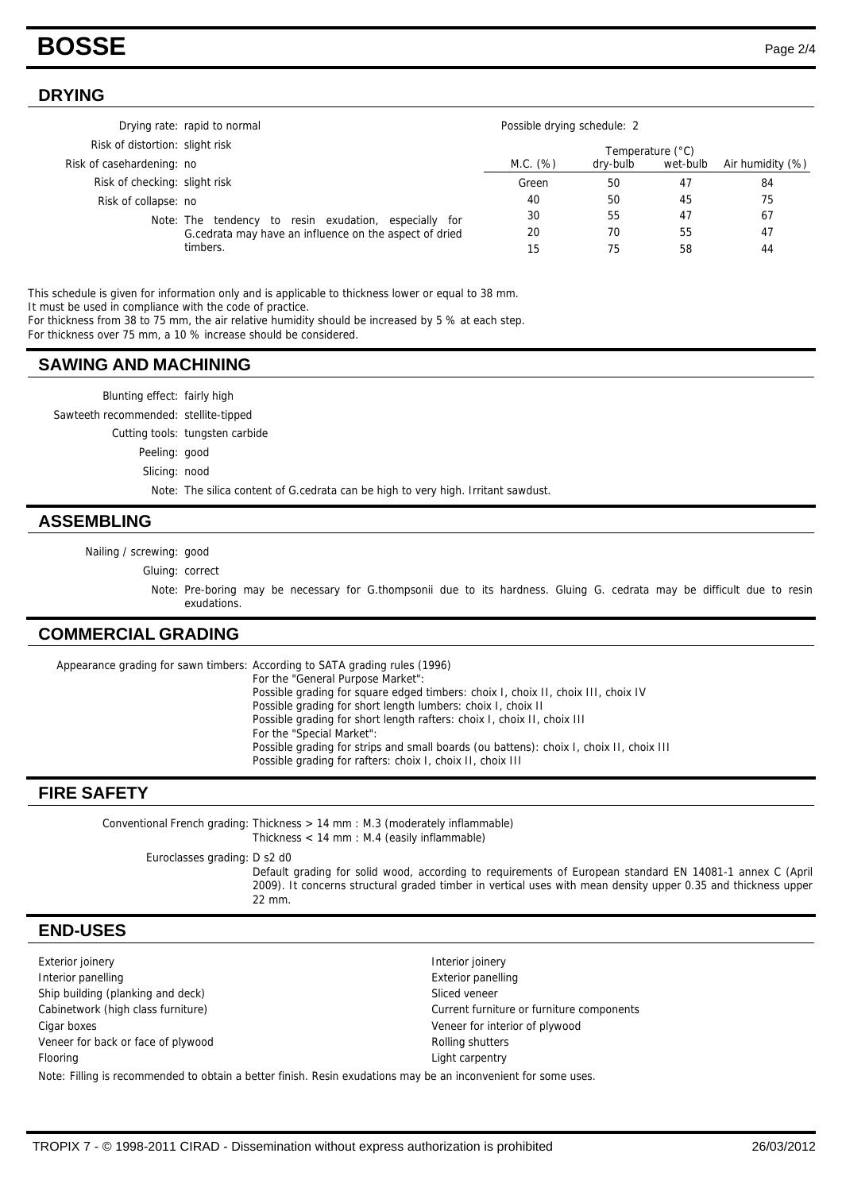## DRYING

Drying rate: rapid to normal

Risk of distortion: slight risk

Risk of casehardening: no

Risk of checking: slight risk

Risk of collapse: no

Note: The tendency to resin exudation, especially for G.cedrata may have an influence on the aspect of dried timbers.

Possible drying schedule: 2

| M.C. (%) | Temperature (°C) dry-bulb | wet-bulb | Air humidity (%) |
|---|---|---|---|
| Green | 50 | 47 | 84 |
| 40 | 50 | 45 | 75 |
| 30 | 55 | 47 | 67 |
| 20 | 70 | 55 | 47 |
| 15 | 75 | 58 | 44 |

This schedule is given for information only and is applicable to thickness lower or equal to 38 mm.
It must be used in compliance with the code of practice.
For thickness from 38 to 75 mm, the air relative humidity should be increased by 5 % at each step.
For thickness over 75 mm, a 10 % increase should be considered.

## SAWING AND MACHINING

Blunting effect: fairly high

Sawteeth recommended: stellite-tipped

Cutting tools: tungsten carbide

Peeling: good

Slicing: nood

Note: The silica content of G.cedrata can be high to very high. Irritant sawdust.

## ASSEMBLING

Nailing / screwing: good

Gluing: correct

Note: Pre-boring may be necessary for G.thompsonii due to its hardness. Gluing G. cedrata may be difficult due to resin exudations.

## COMMERCIAL GRADING

Appearance grading for sawn timbers: According to SATA grading rules (1996)

For the "General Purpose Market":
Possible grading for square edged timbers: choix I, choix II, choix III, choix IV
Possible grading for short length lumbers: choix I, choix II
Possible grading for short length rafters: choix I, choix II, choix III
For the "Special Market":
Possible grading for strips and small boards (ou battens): choix I, choix II, choix III
Possible grading for rafters: choix I, choix II, choix III

## FIRE SAFETY

Conventional French grading: Thickness > 14 mm : M.3 (moderately inflammable)
Thickness < 14 mm : M.4 (easily inflammable)

Euroclasses grading: D s2 d0

Default grading for solid wood, according to requirements of European standard EN 14081-1 annex C (April 2009). It concerns structural graded timber in vertical uses with mean density upper 0.35 and thickness upper 22 mm.

## END-USES

- Exterior joinery
- Interior joinery
- Interior panelling
- Exterior panelling
- Ship building (planking and deck)
- Sliced veneer
- Cabinetwork (high class furniture)
- Current furniture or furniture components
- Cigar boxes
- Veneer for interior of plywood
- Veneer for back or face of plywood
- Rolling shutters
- Flooring
- Light carpentry

Note: Filling is recommended to obtain a better finish. Resin exudations may be an inconvenient for some uses.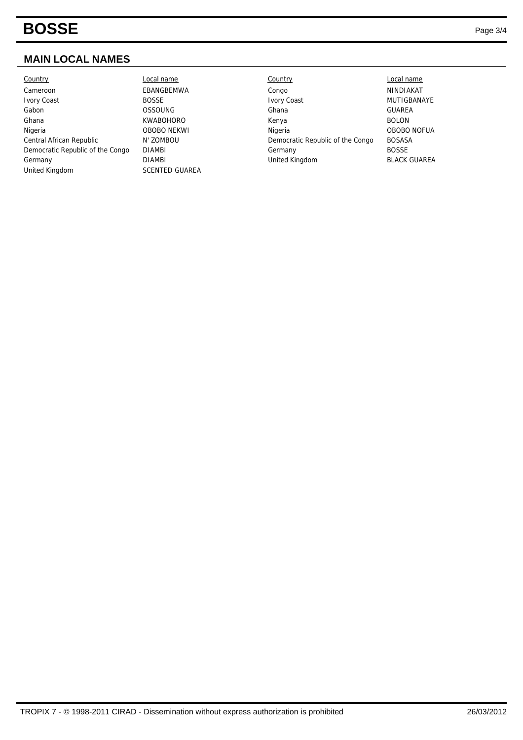## MAIN LOCAL NAMES

| Country | Local name | Country | Local name |
| --- | --- | --- | --- |
| Cameroon | EBANGBEMWA | Congo | NINDIAKAT |
| Ivory Coast | BOSSE | Ivory Coast | MUTIGBANAYE |
| Gabon | OSSOUNG | Ghana | GUAREA |
| Ghana | KWABOHORO | Kenya | BOLON |
| Nigeria | OBOBO NEKWI | Nigeria | OBOBO NOFUA |
| Central African Republic | N' ZOMBOU | Democratic Republic of the Congo | BOSASA |
| Democratic Republic of the Congo | DIAMBI | Germany | BOSSE |
| Germany | DIAMBI | United Kingdom | BLACK GUAREA |
| United Kingdom | SCENTED GUAREA | | |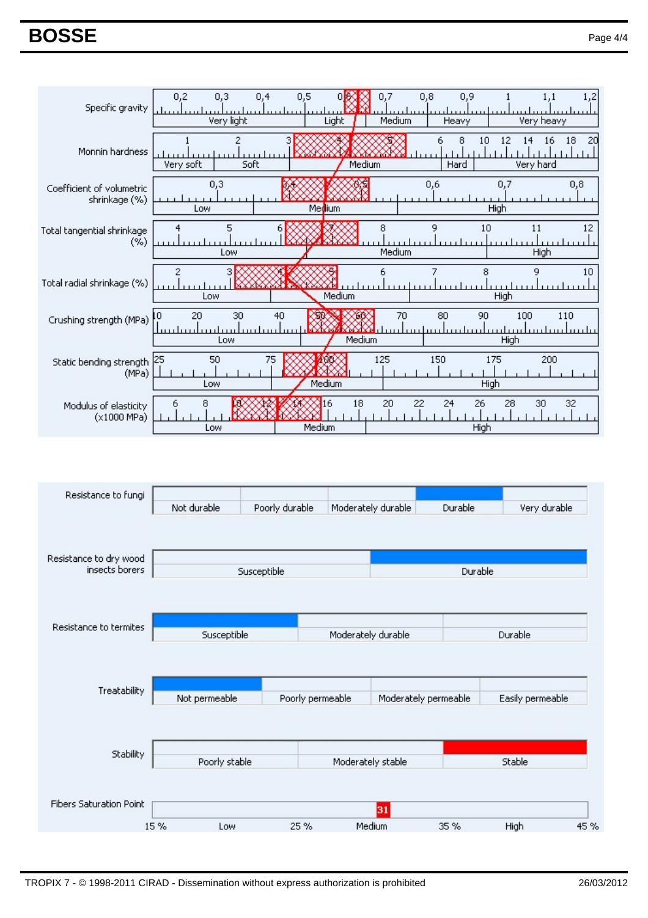Specific gravity
0,2 0,3 0,4 0,5 0,6 0,7 0,8 0,9 1 1,1 1,2
Very light | Light | Medium | Heavy | Very heavy

Monnin hardness
1 2 3 4 5 6 8 10 12 14 16 18 20
Very soft | Soft | Medium | Hard | Very hard

Coefficient of volumetric shrinkage (%)
0,3 0,4 0,5 0,6 0,7 0,8
Low | Medium | High

Total tangential shrinkage (%)
4 5 6 7 8 9 10 11 12
Low | Medium | High

Total radial shrinkage (%)
2 3 4 5 6 7 8 9 10
Low | Medium | High

Crushing strength (MPa)
10 20 30 40 50 60 70 80 90 100 110
Low | Medium | High

Static bending strength (MPa)
25 50 75 100 125 150 175 200
Low | Medium | High

Modulus of elasticity (x1000 MPa)
6 8 10 12 14 16 18 20 22 24 26 28 30 32
Low | Medium | High

Resistance to fungi
Not durable | Poorly durable | Moderately durable | Durable | Very durable

Resistance to dry wood insects borers
Susceptible | Durable

Resistance to termites
Susceptible | Moderately durable | Durable

Treatability
Not permeable | Poorly permeable | Moderately permeable | Easily permeable

Stability
Poorly stable | Moderately stable | Stable

Fibers Saturation Point
31
15 % Low 25 % Medium 35 % High 45 %

TROPIX 7 - © 1998-2011 CIRAD - Dissemination without express authorization is prohibited 26/03/2012